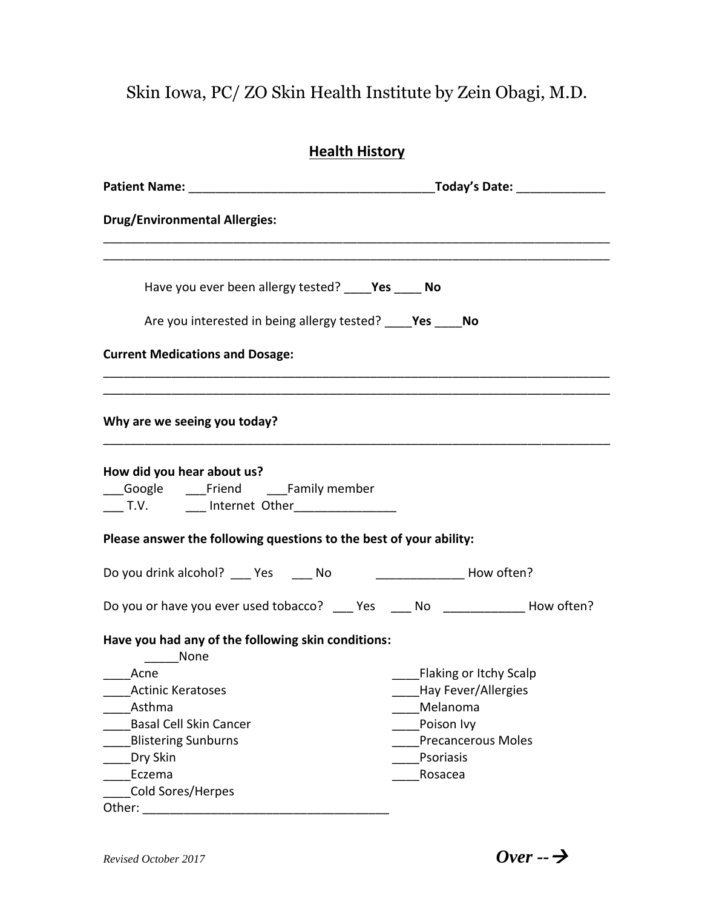# Skin Iowa, PC/ ZO Skin Health Institute by Zein Obagi, M.D.

## Health History

**Patient Name:** ___________________________________**Today's Date:** ____________

**Drug/Environmental Allergies:**

________________________________________________________________________
________________________________________________________________________

Have you ever been allergy tested? ____**Yes** ____ **No**

Are you interested in being allergy tested? ____**Yes** ____**No**

**Current Medications and Dosage:**

________________________________________________________________________
________________________________________________________________________

**Why are we seeing you today?**

________________________________________________________________________

**How did you hear about us?**

___Google ___Friend ___Family member
___ T.V. ___ Internet Other_______________

**Please answer the following questions to the best of your ability:**

Do you drink alcohol? ___ Yes ___ No _____________ How often?

Do you or have you ever used tobacco? ___ Yes ___ No ____________ How often?

**Have you had any of the following skin conditions:**

_____None

____Acne
____Actinic Keratoses
____Asthma
____Basal Cell Skin Cancer
____Blistering Sunburns
____Dry Skin
____Eczema
____Cold Sores/Herpes
Other: ___________________________________
____Flaking or Itchy Scalp
____Hay Fever/Allergies
____Melanoma
____Poison Ivy
____Precancerous Moles
____Psoriasis
____Rosacea

*Revised October 2017*

***Over --→***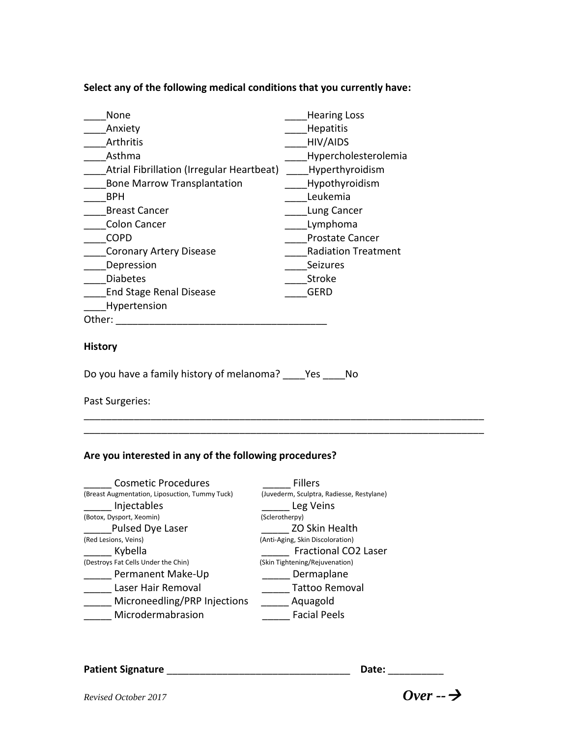**Select any of the following medical conditions that you currently have:**

____None
____Anxiety
____Arthritis
____Asthma
____Atrial Fibrillation (Irregular Heartbeat)
____Bone Marrow Transplantation
____BPH
____Breast Cancer
____Colon Cancer
____COPD
____Coronary Artery Disease
____Depression
____Diabetes
____End Stage Renal Disease
____Hypertension
____Hearing Loss
____Hepatitis
____HIV/AIDS
____Hypercholesterolemia
____Hyperthyroidism
____Hypothyroidism
____Leukemia
____Lung Cancer
____Lymphoma
____Prostate Cancer
____Radiation Treatment
____Seizures
____Stroke
____GERD

Other: ____________________________________

**History**

Do you have a family history of melanoma? ____Yes ____No

Past Surgeries:

___________________________________________________________________________

___________________________________________________________________________

**Are you interested in any of the following procedures?**

_____ Cosmetic Procedures
(Breast Augmentation, Liposuction, Tummy Tuck)

_____ Injectables
(Botox, Dysport, Xeomin)

_____Pulsed Dye Laser
(Red Lesions, Veins)

_____ Kybella
(Destroys Fat Cells Under the Chin)

_____ Permanent Make-Up

_____ Laser Hair Removal

_____ Microneedling/PRP Injections

_____ Microdermabrasion

_____ Fillers
(Juvederm, Sculptra, Radiesse, Restylane)

_____ Leg Veins
(Sclerotherpy)

_____ ZO Skin Health
(Anti-Aging, Skin Discoloration)

_____ Fractional CO2 Laser
(Skin Tightening/Rejuvenation)

_____ Dermaplane

_____ Tattoo Removal

_____ Aquagold

_____ Facial Peels

**Patient Signature** ________________________________ **Date:** __________

*Revised October 2017*

***Over --→***